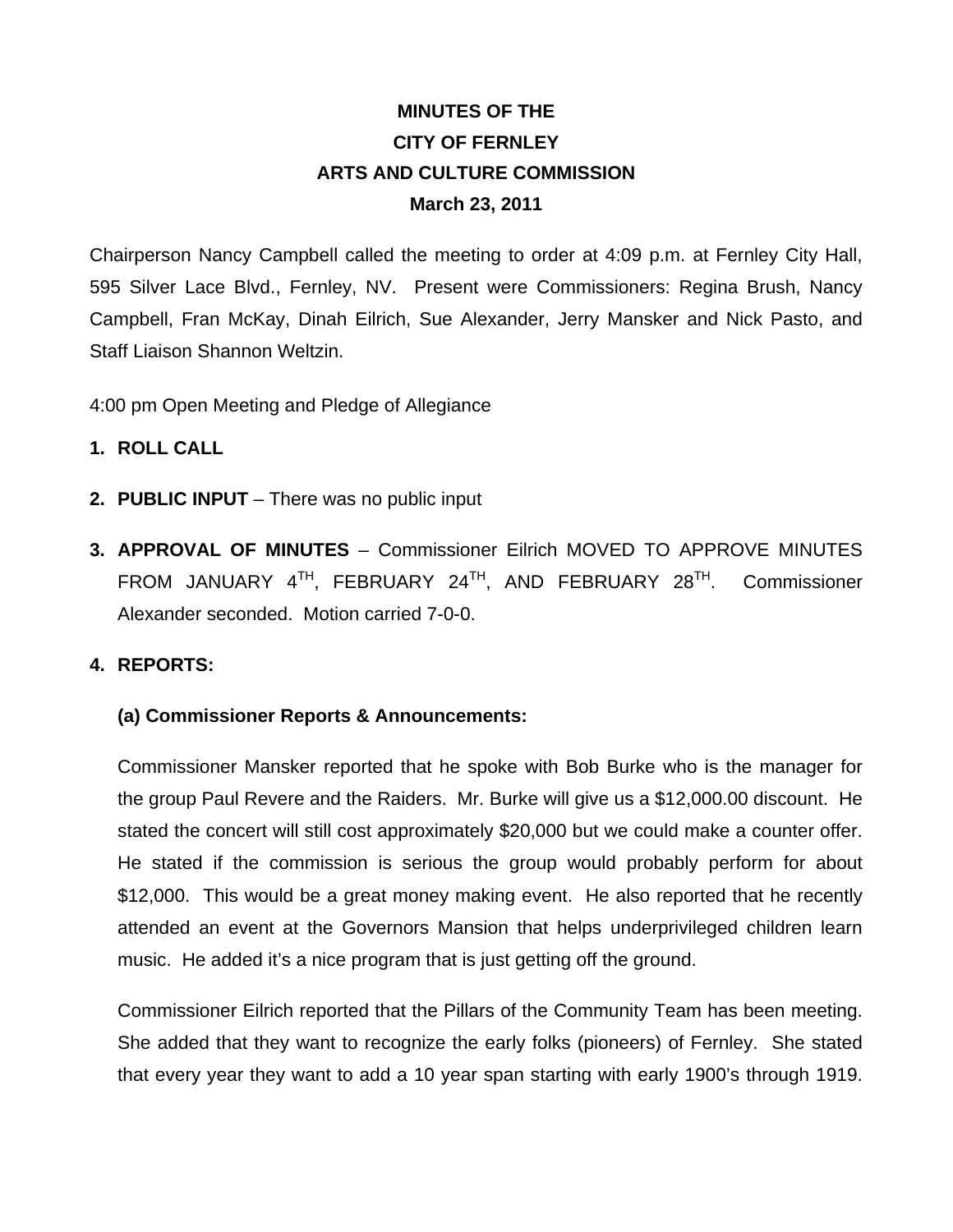# MINUTES OF THE
# CITY OF FERNLEY
# ARTS AND CULTURE COMMISSION
# March 23, 2011

Chairperson Nancy Campbell called the meeting to order at 4:09 p.m. at Fernley City Hall, 595 Silver Lace Blvd., Fernley, NV. Present were Commissioners: Regina Brush, Nancy Campbell, Fran McKay, Dinah Eilrich, Sue Alexander, Jerry Mansker and Nick Pasto, and Staff Liaison Shannon Weltzin.

4:00 pm Open Meeting and Pledge of Allegiance

1. **ROLL CALL**

2. **PUBLIC INPUT** – There was no public input

3. **APPROVAL OF MINUTES** – Commissioner Eilrich MOVED TO APPROVE MINUTES FROM JANUARY 4TH, FEBRUARY 24TH, AND FEBRUARY 28TH. Commissioner Alexander seconded. Motion carried 7-0-0.

4. **REPORTS:**

   **(a) Commissioner Reports & Announcements:**

   Commissioner Mansker reported that he spoke with Bob Burke who is the manager for the group Paul Revere and the Raiders. Mr. Burke will give us a $12,000.00 discount. He stated the concert will still cost approximately $20,000 but we could make a counter offer. He stated if the commission is serious the group would probably perform for about $12,000. This would be a great money making event. He also reported that he recently attended an event at the Governors Mansion that helps underprivileged children learn music. He added it's a nice program that is just getting off the ground.

   Commissioner Eilrich reported that the Pillars of the Community Team has been meeting. She added that they want to recognize the early folks (pioneers) of Fernley. She stated that every year they want to add a 10 year span starting with early 1900's through 1919.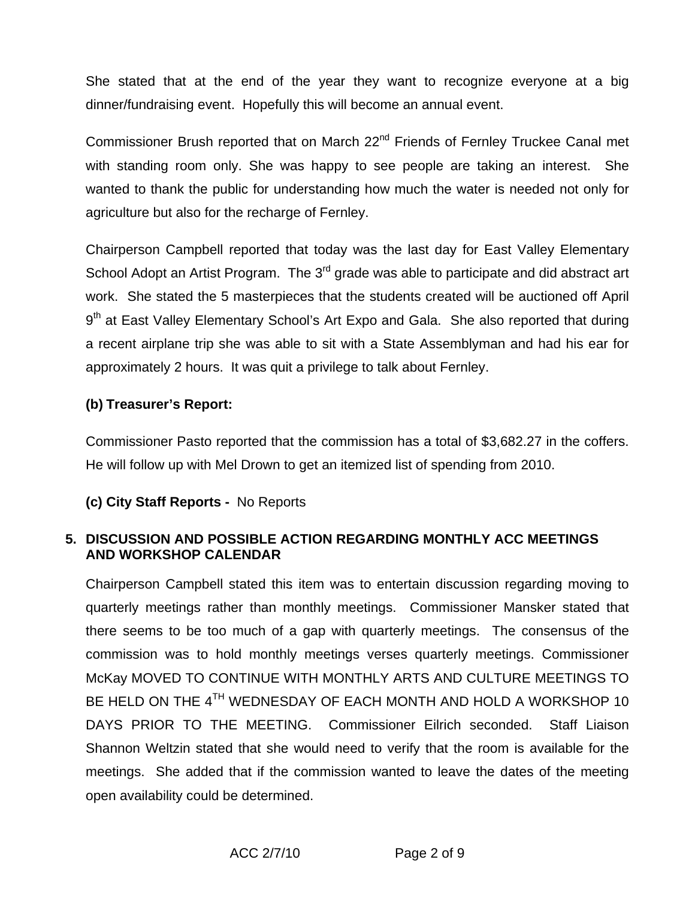She stated that at the end of the year they want to recognize everyone at a big dinner/fundraising event. Hopefully this will become an annual event.

Commissioner Brush reported that on March 22nd Friends of Fernley Truckee Canal met with standing room only. She was happy to see people are taking an interest. She wanted to thank the public for understanding how much the water is needed not only for agriculture but also for the recharge of Fernley.

Chairperson Campbell reported that today was the last day for East Valley Elementary School Adopt an Artist Program. The 3rd grade was able to participate and did abstract art work. She stated the 5 masterpieces that the students created will be auctioned off April 9th at East Valley Elementary School's Art Expo and Gala. She also reported that during a recent airplane trip she was able to sit with a State Assemblyman and had his ear for approximately 2 hours. It was quit a privilege to talk about Fernley.

**(b) Treasurer's Report:**

Commissioner Pasto reported that the commission has a total of $3,682.27 in the coffers. He will follow up with Mel Drown to get an itemized list of spending from 2010.

**(c) City Staff Reports -** No Reports

**5. DISCUSSION AND POSSIBLE ACTION REGARDING MONTHLY ACC MEETINGS AND WORKSHOP CALENDAR**

Chairperson Campbell stated this item was to entertain discussion regarding moving to quarterly meetings rather than monthly meetings. Commissioner Mansker stated that there seems to be too much of a gap with quarterly meetings. The consensus of the commission was to hold monthly meetings verses quarterly meetings. Commissioner McKay MOVED TO CONTINUE WITH MONTHLY ARTS AND CULTURE MEETINGS TO BE HELD ON THE 4TH WEDNESDAY OF EACH MONTH AND HOLD A WORKSHOP 10 DAYS PRIOR TO THE MEETING. Commissioner Eilrich seconded. Staff Liaison Shannon Weltzin stated that she would need to verify that the room is available for the meetings. She added that if the commission wanted to leave the dates of the meeting open availability could be determined.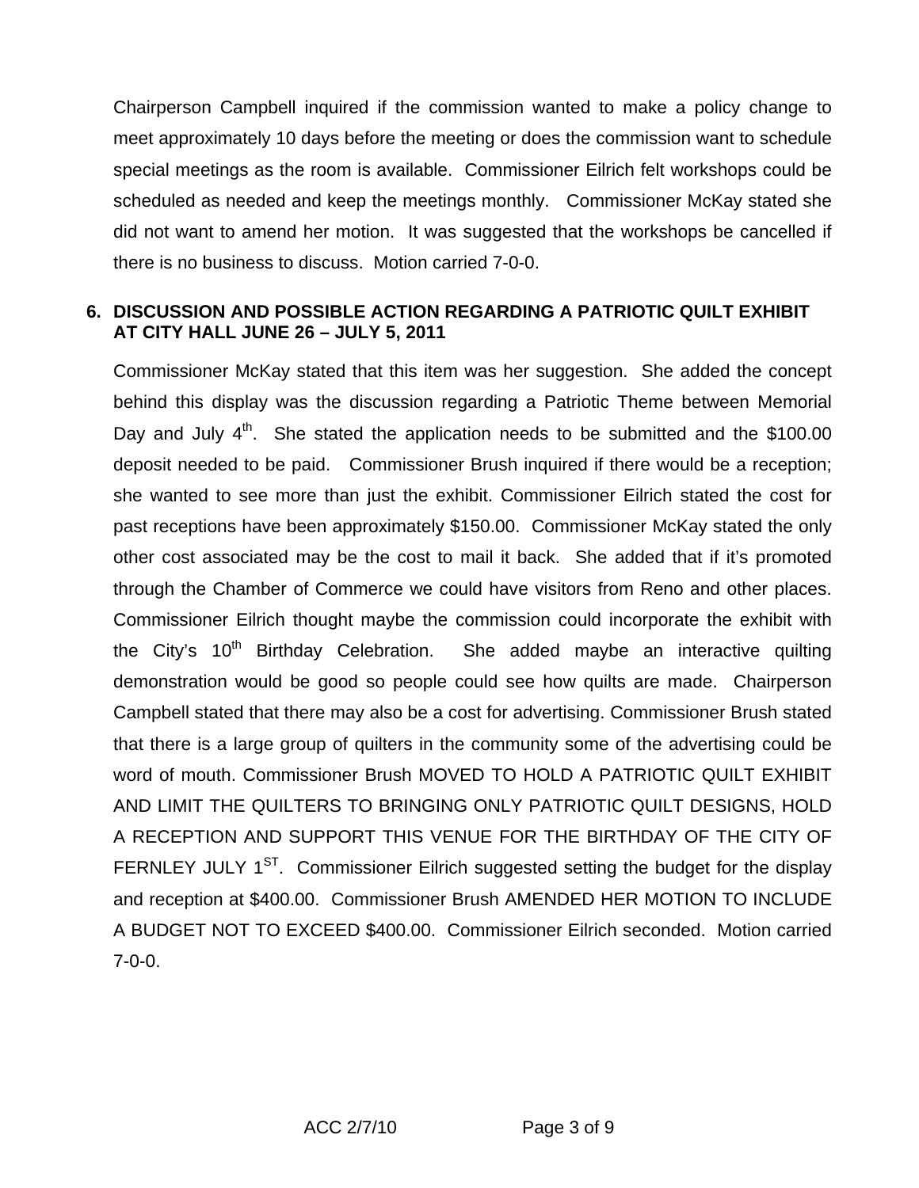Chairperson Campbell inquired if the commission wanted to make a policy change to meet approximately 10 days before the meeting or does the commission want to schedule special meetings as the room is available. Commissioner Eilrich felt workshops could be scheduled as needed and keep the meetings monthly. Commissioner McKay stated she did not want to amend her motion. It was suggested that the workshops be cancelled if there is no business to discuss. Motion carried 7-0-0.

**6. DISCUSSION AND POSSIBLE ACTION REGARDING A PATRIOTIC QUILT EXHIBIT AT CITY HALL JUNE 26 – JULY 5, 2011**

Commissioner McKay stated that this item was her suggestion. She added the concept behind this display was the discussion regarding a Patriotic Theme between Memorial Day and July 4th. She stated the application needs to be submitted and the $100.00 deposit needed to be paid. Commissioner Brush inquired if there would be a reception; she wanted to see more than just the exhibit. Commissioner Eilrich stated the cost for past receptions have been approximately $150.00. Commissioner McKay stated the only other cost associated may be the cost to mail it back. She added that if it's promoted through the Chamber of Commerce we could have visitors from Reno and other places. Commissioner Eilrich thought maybe the commission could incorporate the exhibit with the City's 10th Birthday Celebration. She added maybe an interactive quilting demonstration would be good so people could see how quilts are made. Chairperson Campbell stated that there may also be a cost for advertising. Commissioner Brush stated that there is a large group of quilters in the community some of the advertising could be word of mouth. Commissioner Brush MOVED TO HOLD A PATRIOTIC QUILT EXHIBIT AND LIMIT THE QUILTERS TO BRINGING ONLY PATRIOTIC QUILT DESIGNS, HOLD A RECEPTION AND SUPPORT THIS VENUE FOR THE BIRTHDAY OF THE CITY OF FERNLEY JULY 1ST. Commissioner Eilrich suggested setting the budget for the display and reception at $400.00. Commissioner Brush AMENDED HER MOTION TO INCLUDE A BUDGET NOT TO EXCEED $400.00. Commissioner Eilrich seconded. Motion carried 7-0-0.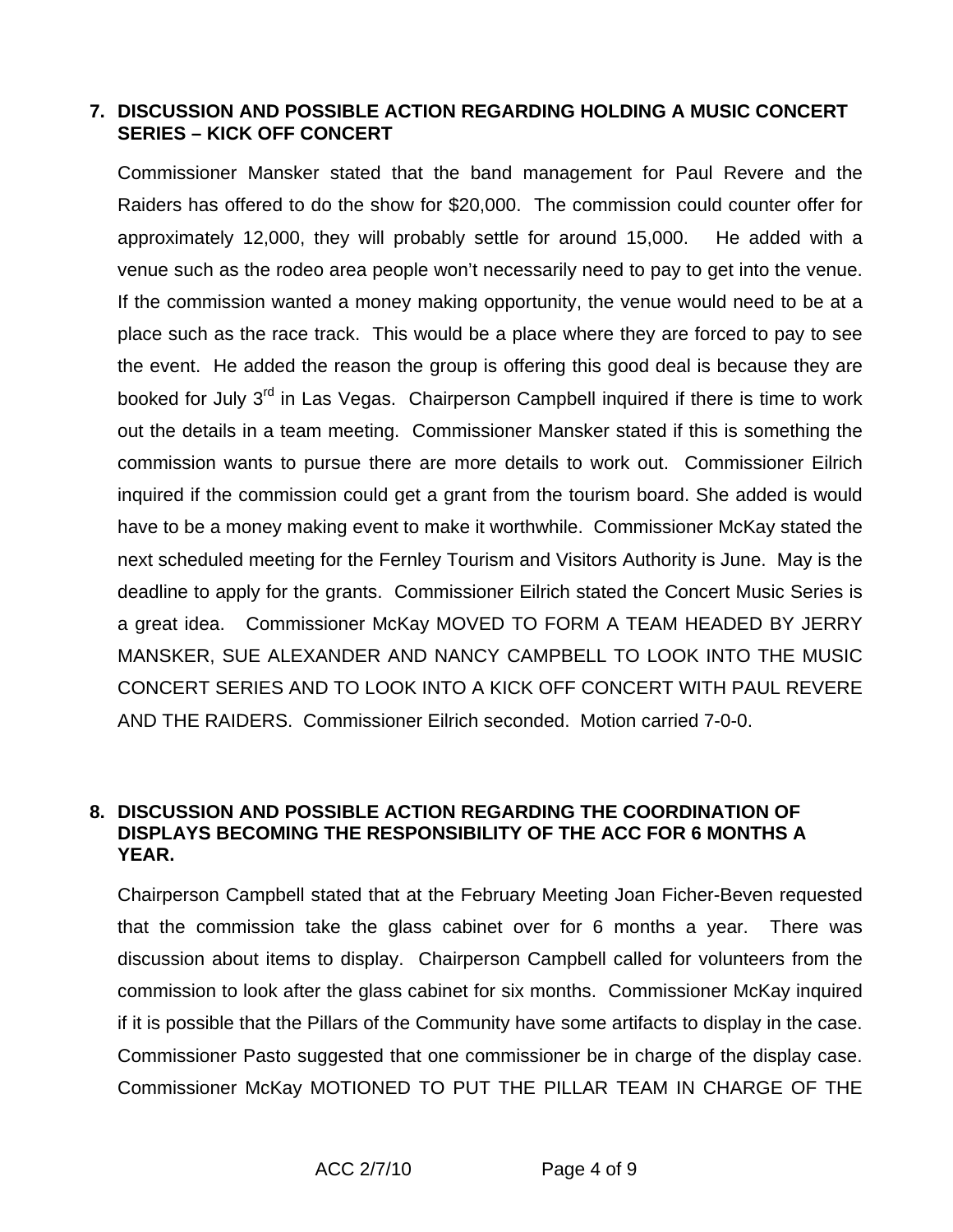## 7. DISCUSSION AND POSSIBLE ACTION REGARDING HOLDING A MUSIC CONCERT SERIES – KICK OFF CONCERT

Commissioner Mansker stated that the band management for Paul Revere and the Raiders has offered to do the show for $20,000. The commission could counter offer for approximately 12,000, they will probably settle for around 15,000. He added with a venue such as the rodeo area people won't necessarily need to pay to get into the venue. If the commission wanted a money making opportunity, the venue would need to be at a place such as the race track. This would be a place where they are forced to pay to see the event. He added the reason the group is offering this good deal is because they are booked for July 3rd in Las Vegas. Chairperson Campbell inquired if there is time to work out the details in a team meeting. Commissioner Mansker stated if this is something the commission wants to pursue there are more details to work out. Commissioner Eilrich inquired if the commission could get a grant from the tourism board. She added is would have to be a money making event to make it worthwhile. Commissioner McKay stated the next scheduled meeting for the Fernley Tourism and Visitors Authority is June. May is the deadline to apply for the grants. Commissioner Eilrich stated the Concert Music Series is a great idea. Commissioner McKay MOVED TO FORM A TEAM HEADED BY JERRY MANSKER, SUE ALEXANDER AND NANCY CAMPBELL TO LOOK INTO THE MUSIC CONCERT SERIES AND TO LOOK INTO A KICK OFF CONCERT WITH PAUL REVERE AND THE RAIDERS. Commissioner Eilrich seconded. Motion carried 7-0-0.

## 8. DISCUSSION AND POSSIBLE ACTION REGARDING THE COORDINATION OF DISPLAYS BECOMING THE RESPONSIBILITY OF THE ACC FOR 6 MONTHS A YEAR.

Chairperson Campbell stated that at the February Meeting Joan Ficher-Beven requested that the commission take the glass cabinet over for 6 months a year. There was discussion about items to display. Chairperson Campbell called for volunteers from the commission to look after the glass cabinet for six months. Commissioner McKay inquired if it is possible that the Pillars of the Community have some artifacts to display in the case. Commissioner Pasto suggested that one commissioner be in charge of the display case. Commissioner McKay MOTIONED TO PUT THE PILLAR TEAM IN CHARGE OF THE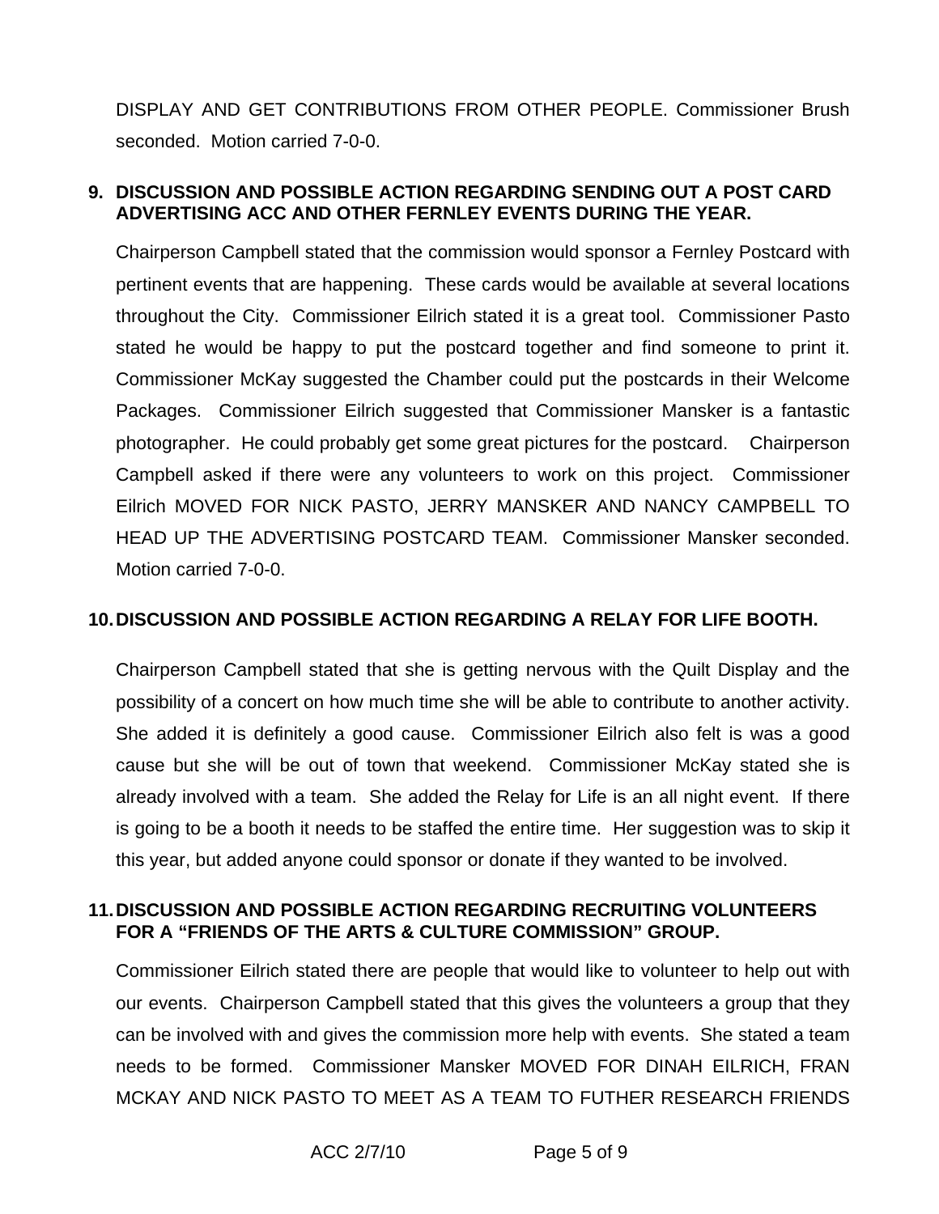DISPLAY AND GET CONTRIBUTIONS FROM OTHER PEOPLE. Commissioner Brush seconded. Motion carried 7-0-0.

**9. DISCUSSION AND POSSIBLE ACTION REGARDING SENDING OUT A POST CARD ADVERTISING ACC AND OTHER FERNLEY EVENTS DURING THE YEAR.**

Chairperson Campbell stated that the commission would sponsor a Fernley Postcard with pertinent events that are happening. These cards would be available at several locations throughout the City. Commissioner Eilrich stated it is a great tool. Commissioner Pasto stated he would be happy to put the postcard together and find someone to print it. Commissioner McKay suggested the Chamber could put the postcards in their Welcome Packages. Commissioner Eilrich suggested that Commissioner Mansker is a fantastic photographer. He could probably get some great pictures for the postcard. Chairperson Campbell asked if there were any volunteers to work on this project. Commissioner Eilrich MOVED FOR NICK PASTO, JERRY MANSKER AND NANCY CAMPBELL TO HEAD UP THE ADVERTISING POSTCARD TEAM. Commissioner Mansker seconded. Motion carried 7-0-0.

**10. DISCUSSION AND POSSIBLE ACTION REGARDING A RELAY FOR LIFE BOOTH.**

Chairperson Campbell stated that she is getting nervous with the Quilt Display and the possibility of a concert on how much time she will be able to contribute to another activity. She added it is definitely a good cause. Commissioner Eilrich also felt is was a good cause but she will be out of town that weekend. Commissioner McKay stated she is already involved with a team. She added the Relay for Life is an all night event. If there is going to be a booth it needs to be staffed the entire time. Her suggestion was to skip it this year, but added anyone could sponsor or donate if they wanted to be involved.

**11. DISCUSSION AND POSSIBLE ACTION REGARDING RECRUITING VOLUNTEERS FOR A "FRIENDS OF THE ARTS & CULTURE COMMISSION" GROUP.**

Commissioner Eilrich stated there are people that would like to volunteer to help out with our events. Chairperson Campbell stated that this gives the volunteers a group that they can be involved with and gives the commission more help with events. She stated a team needs to be formed. Commissioner Mansker MOVED FOR DINAH EILRICH, FRAN MCKAY AND NICK PASTO TO MEET AS A TEAM TO FUTHER RESEARCH FRIENDS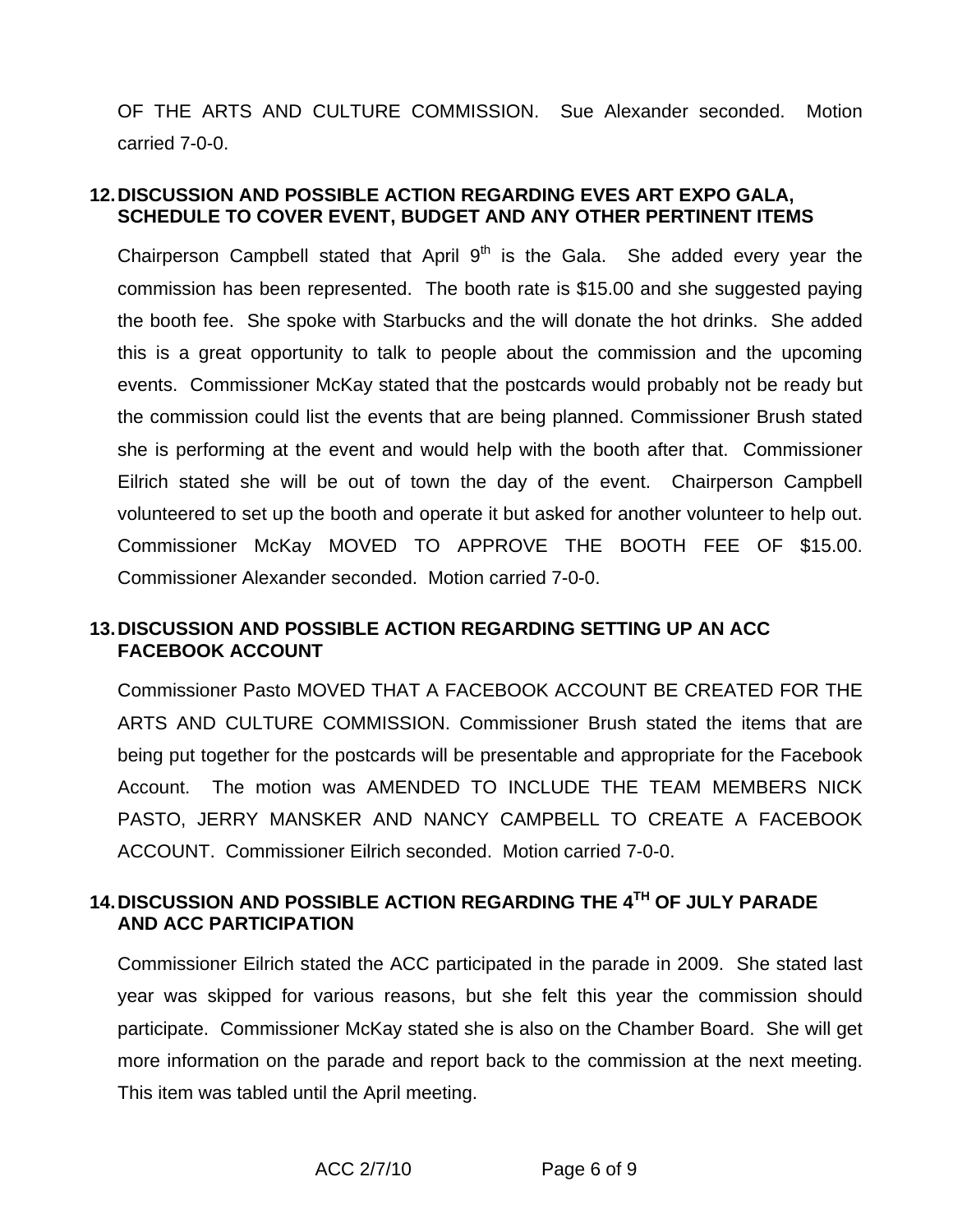OF THE ARTS AND CULTURE COMMISSION. Sue Alexander seconded. Motion carried 7-0-0.

**12. DISCUSSION AND POSSIBLE ACTION REGARDING EVES ART EXPO GALA, SCHEDULE TO COVER EVENT, BUDGET AND ANY OTHER PERTINENT ITEMS**

Chairperson Campbell stated that April 9th is the Gala. She added every year the commission has been represented. The booth rate is $15.00 and she suggested paying the booth fee. She spoke with Starbucks and the will donate the hot drinks. She added this is a great opportunity to talk to people about the commission and the upcoming events. Commissioner McKay stated that the postcards would probably not be ready but the commission could list the events that are being planned. Commissioner Brush stated she is performing at the event and would help with the booth after that. Commissioner Eilrich stated she will be out of town the day of the event. Chairperson Campbell volunteered to set up the booth and operate it but asked for another volunteer to help out. Commissioner McKay MOVED TO APPROVE THE BOOTH FEE OF $15.00. Commissioner Alexander seconded. Motion carried 7-0-0.

**13. DISCUSSION AND POSSIBLE ACTION REGARDING SETTING UP AN ACC FACEBOOK ACCOUNT**

Commissioner Pasto MOVED THAT A FACEBOOK ACCOUNT BE CREATED FOR THE ARTS AND CULTURE COMMISSION. Commissioner Brush stated the items that are being put together for the postcards will be presentable and appropriate for the Facebook Account. The motion was AMENDED TO INCLUDE THE TEAM MEMBERS NICK PASTO, JERRY MANSKER AND NANCY CAMPBELL TO CREATE A FACEBOOK ACCOUNT. Commissioner Eilrich seconded. Motion carried 7-0-0.

**14. DISCUSSION AND POSSIBLE ACTION REGARDING THE 4TH OF JULY PARADE AND ACC PARTICIPATION**

Commissioner Eilrich stated the ACC participated in the parade in 2009. She stated last year was skipped for various reasons, but she felt this year the commission should participate. Commissioner McKay stated she is also on the Chamber Board. She will get more information on the parade and report back to the commission at the next meeting. This item was tabled until the April meeting.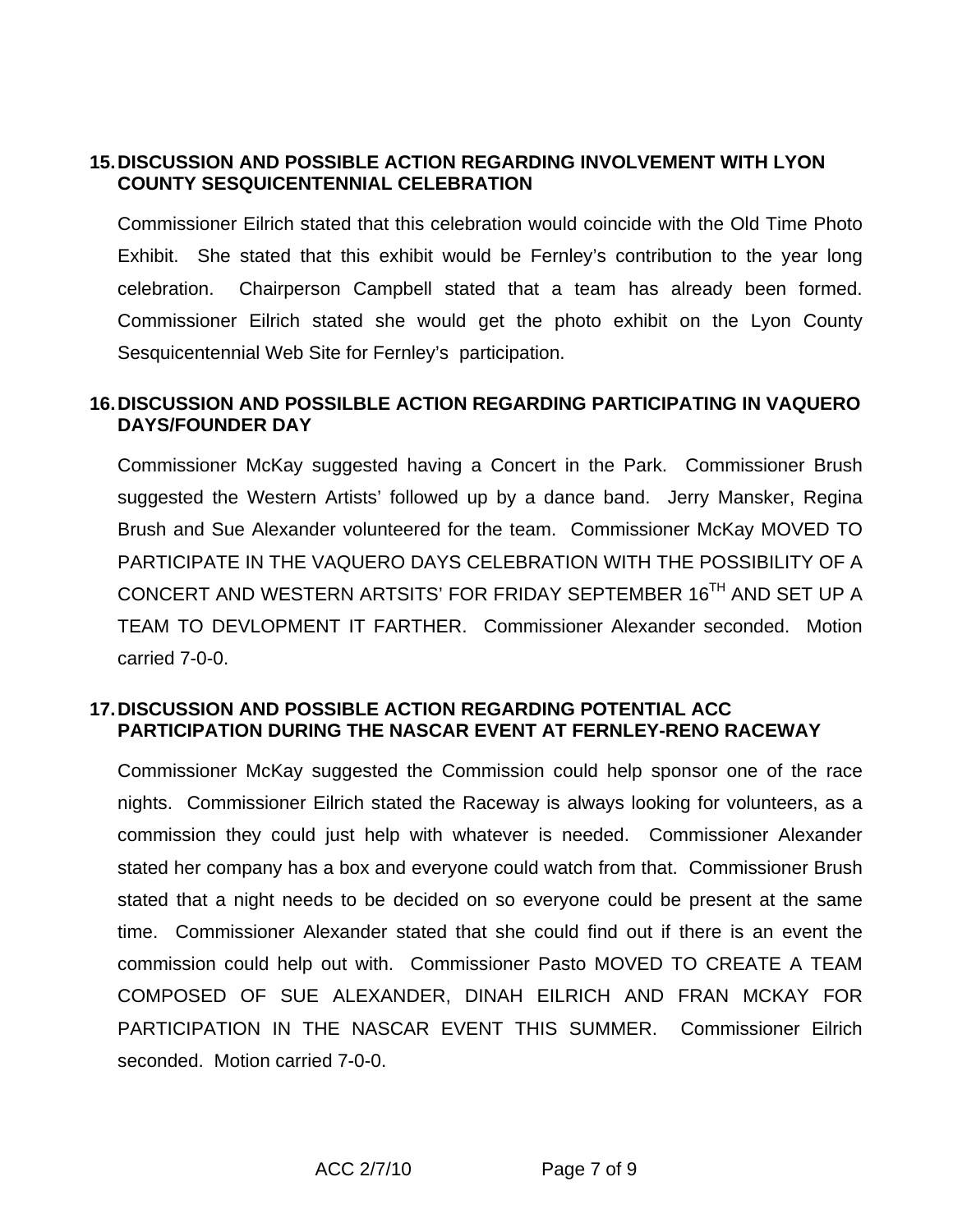## 15. DISCUSSION AND POSSIBLE ACTION REGARDING INVOLVEMENT WITH LYON COUNTY SESQUICENTENNIAL CELEBRATION

Commissioner Eilrich stated that this celebration would coincide with the Old Time Photo Exhibit. She stated that this exhibit would be Fernley's contribution to the year long celebration. Chairperson Campbell stated that a team has already been formed. Commissioner Eilrich stated she would get the photo exhibit on the Lyon County Sesquicentennial Web Site for Fernley's participation.

## 16. DISCUSSION AND POSSILBLE ACTION REGARDING PARTICIPATING IN VAQUERO DAYS/FOUNDER DAY

Commissioner McKay suggested having a Concert in the Park. Commissioner Brush suggested the Western Artists' followed up by a dance band. Jerry Mansker, Regina Brush and Sue Alexander volunteered for the team. Commissioner McKay MOVED TO PARTICIPATE IN THE VAQUERO DAYS CELEBRATION WITH THE POSSIBILITY OF A CONCERT AND WESTERN ARTSITS' FOR FRIDAY SEPTEMBER 16TH AND SET UP A TEAM TO DEVLOPMENT IT FARTHER. Commissioner Alexander seconded. Motion carried 7-0-0.

## 17. DISCUSSION AND POSSIBLE ACTION REGARDING POTENTIAL ACC PARTICIPATION DURING THE NASCAR EVENT AT FERNLEY-RENO RACEWAY

Commissioner McKay suggested the Commission could help sponsor one of the race nights. Commissioner Eilrich stated the Raceway is always looking for volunteers, as a commission they could just help with whatever is needed. Commissioner Alexander stated her company has a box and everyone could watch from that. Commissioner Brush stated that a night needs to be decided on so everyone could be present at the same time. Commissioner Alexander stated that she could find out if there is an event the commission could help out with. Commissioner Pasto MOVED TO CREATE A TEAM COMPOSED OF SUE ALEXANDER, DINAH EILRICH AND FRAN MCKAY FOR PARTICIPATION IN THE NASCAR EVENT THIS SUMMER. Commissioner Eilrich seconded. Motion carried 7-0-0.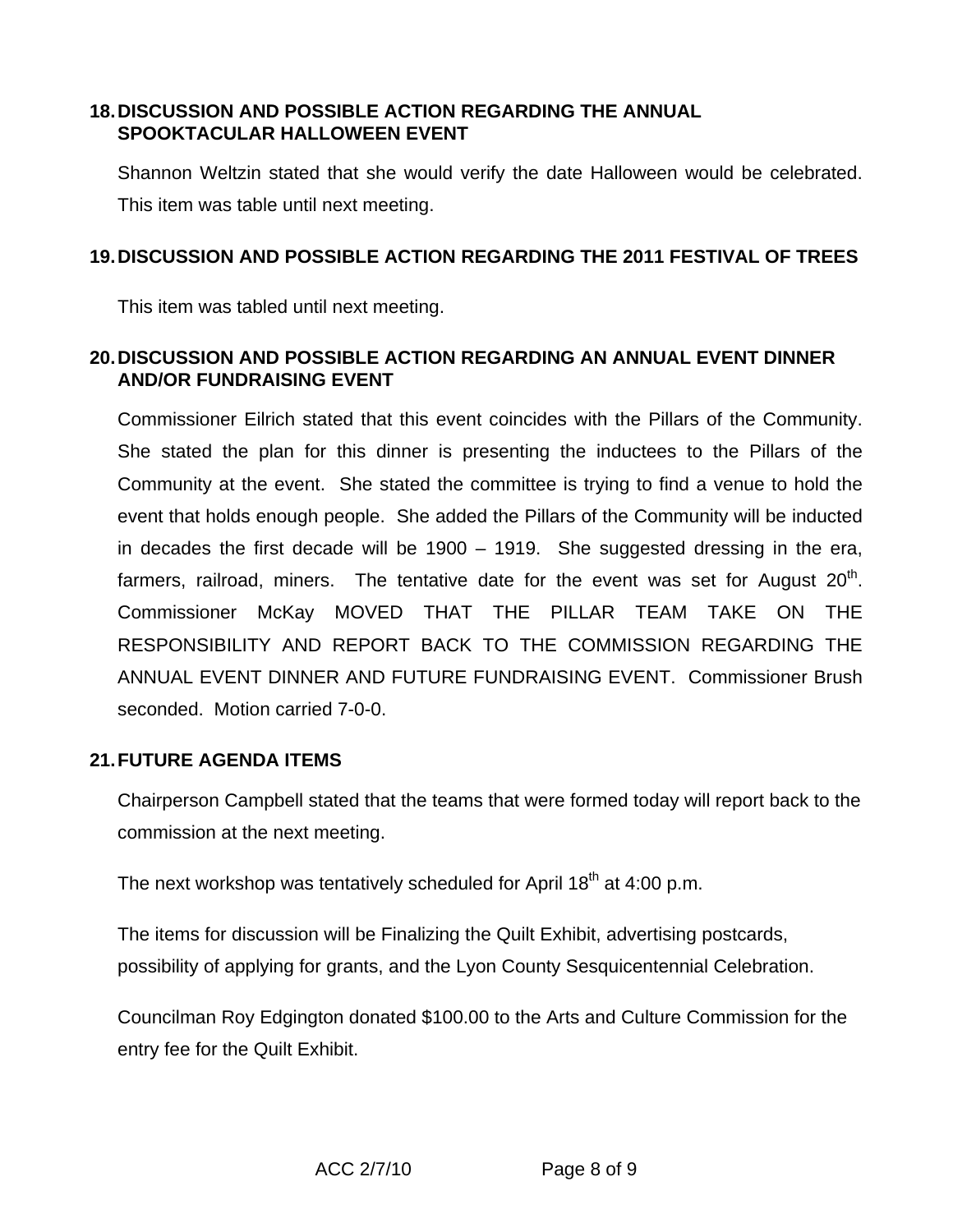## 18. DISCUSSION AND POSSIBLE ACTION REGARDING THE ANNUAL SPOOKTACULAR HALLOWEEN EVENT

Shannon Weltzin stated that she would verify the date Halloween would be celebrated. This item was table until next meeting.

## 19. DISCUSSION AND POSSIBLE ACTION REGARDING THE 2011 FESTIVAL OF TREES

This item was tabled until next meeting.

## 20. DISCUSSION AND POSSIBLE ACTION REGARDING AN ANNUAL EVENT DINNER AND/OR FUNDRAISING EVENT

Commissioner Eilrich stated that this event coincides with the Pillars of the Community. She stated the plan for this dinner is presenting the inductees to the Pillars of the Community at the event. She stated the committee is trying to find a venue to hold the event that holds enough people. She added the Pillars of the Community will be inducted in decades the first decade will be 1900 – 1919. She suggested dressing in the era, farmers, railroad, miners. The tentative date for the event was set for August 20th. Commissioner McKay MOVED THAT THE PILLAR TEAM TAKE ON THE RESPONSIBILITY AND REPORT BACK TO THE COMMISSION REGARDING THE ANNUAL EVENT DINNER AND FUTURE FUNDRAISING EVENT. Commissioner Brush seconded. Motion carried 7-0-0.

## 21. FUTURE AGENDA ITEMS

Chairperson Campbell stated that the teams that were formed today will report back to the commission at the next meeting.

The next workshop was tentatively scheduled for April 18th at 4:00 p.m.

The items for discussion will be Finalizing the Quilt Exhibit, advertising postcards, possibility of applying for grants, and the Lyon County Sesquicentennial Celebration.

Councilman Roy Edgington donated $100.00 to the Arts and Culture Commission for the entry fee for the Quilt Exhibit.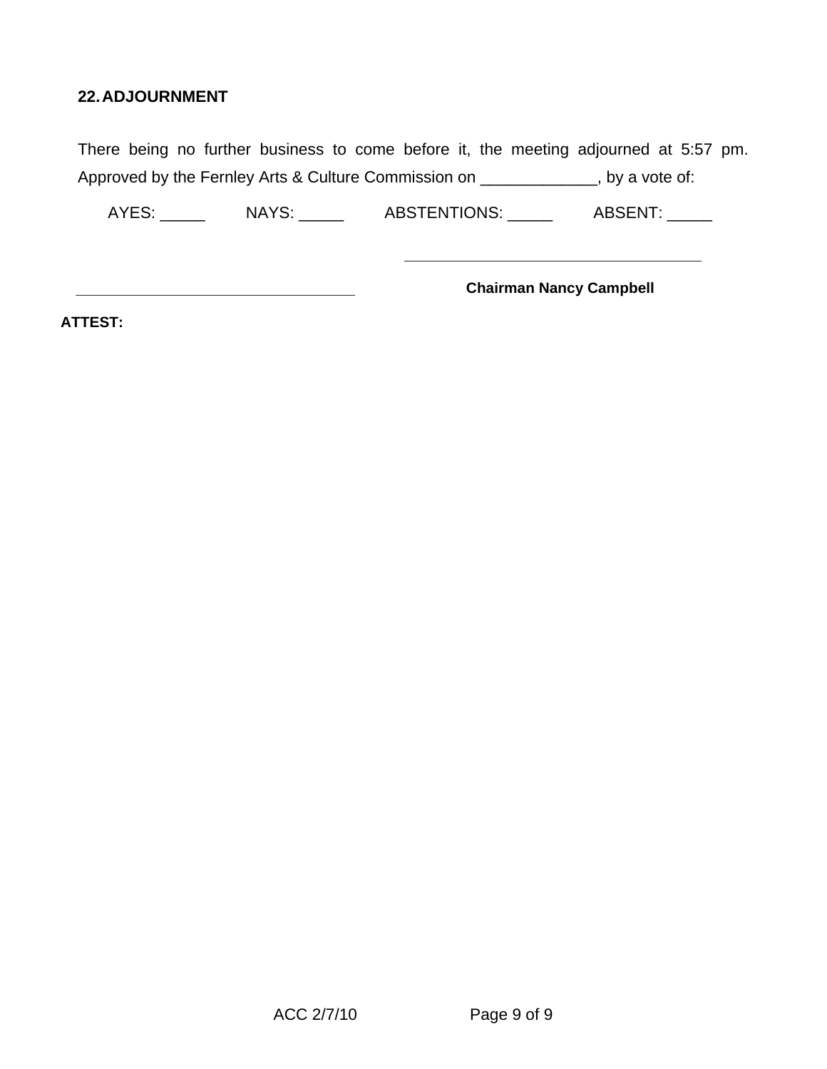**22. ADJOURNMENT**

There being no further business to come before it, the meeting adjourned at 5:57 pm. Approved by the Fernley Arts & Culture Commission on _____________, by a vote of:

AYES: _____ NAYS: _____ ABSTENTIONS: _____ ABSENT: _____

___________________________________

_________________________________ **Chairman Nancy Campbell**

**ATTEST:**